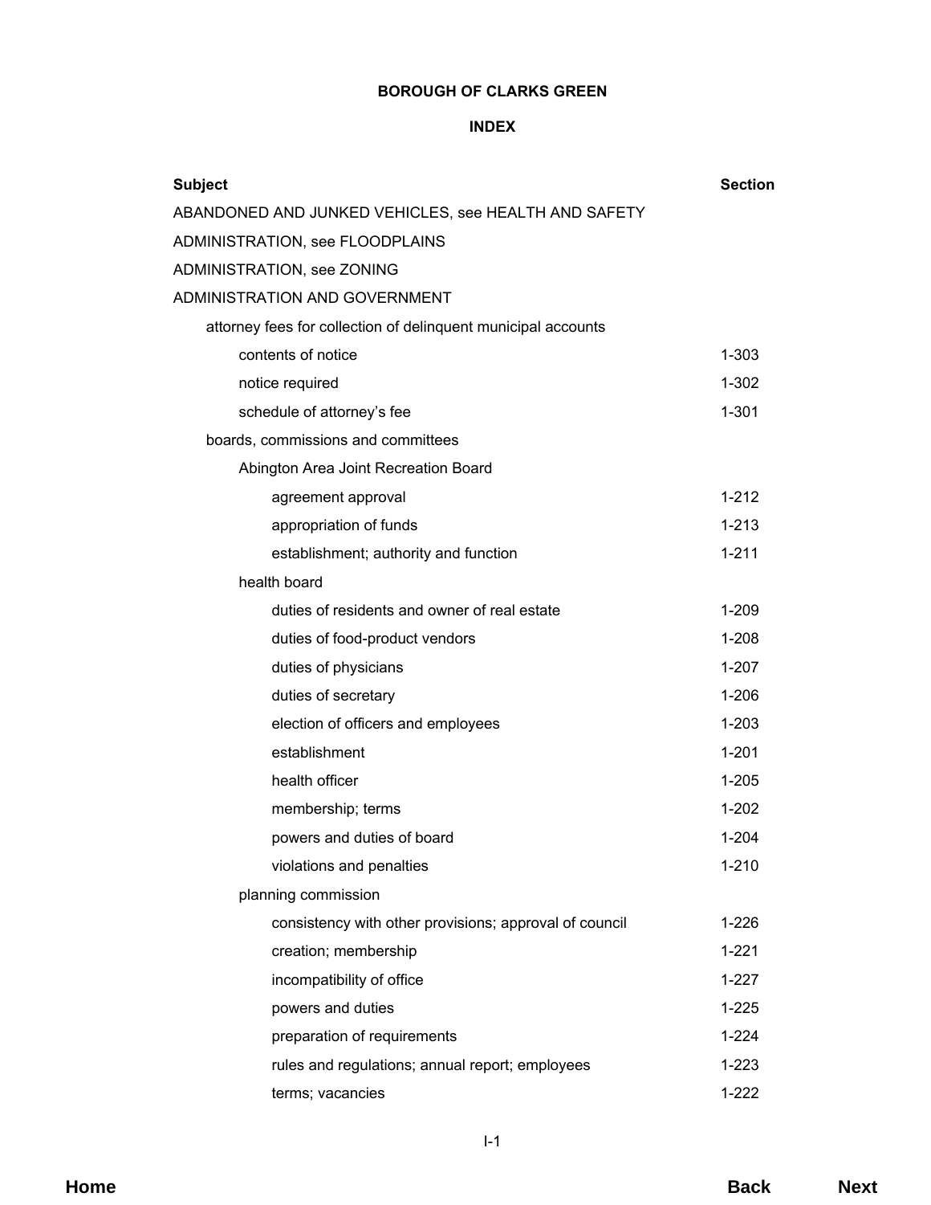# BOROUGH OF CLARKS GREEN

## INDEX

| Subject | Section |
|---|---|
| ABANDONED AND JUNKED VEHICLES, see HEALTH AND SAFETY | |
| ADMINISTRATION, see FLOODPLAINS | |
| ADMINISTRATION, see ZONING | |
| ADMINISTRATION AND GOVERNMENT | |
| &nbsp;&nbsp;&nbsp;&nbsp;attorney fees for collection of delinquent municipal accounts | |
| &nbsp;&nbsp;&nbsp;&nbsp;&nbsp;&nbsp;&nbsp;&nbsp;contents of notice | 1-303 |
| &nbsp;&nbsp;&nbsp;&nbsp;&nbsp;&nbsp;&nbsp;&nbsp;notice required | 1-302 |
| &nbsp;&nbsp;&nbsp;&nbsp;&nbsp;&nbsp;&nbsp;&nbsp;schedule of attorney's fee | 1-301 |
| &nbsp;&nbsp;&nbsp;&nbsp;boards, commissions and committees | |
| &nbsp;&nbsp;&nbsp;&nbsp;&nbsp;&nbsp;&nbsp;&nbsp;Abington Area Joint Recreation Board | |
| &nbsp;&nbsp;&nbsp;&nbsp;&nbsp;&nbsp;&nbsp;&nbsp;&nbsp;&nbsp;&nbsp;&nbsp;agreement approval | 1-212 |
| &nbsp;&nbsp;&nbsp;&nbsp;&nbsp;&nbsp;&nbsp;&nbsp;&nbsp;&nbsp;&nbsp;&nbsp;appropriation of funds | 1-213 |
| &nbsp;&nbsp;&nbsp;&nbsp;&nbsp;&nbsp;&nbsp;&nbsp;&nbsp;&nbsp;&nbsp;&nbsp;establishment; authority and function | 1-211 |
| &nbsp;&nbsp;&nbsp;&nbsp;&nbsp;&nbsp;&nbsp;&nbsp;health board | |
| &nbsp;&nbsp;&nbsp;&nbsp;&nbsp;&nbsp;&nbsp;&nbsp;&nbsp;&nbsp;&nbsp;&nbsp;duties of residents and owner of real estate | 1-209 |
| &nbsp;&nbsp;&nbsp;&nbsp;&nbsp;&nbsp;&nbsp;&nbsp;&nbsp;&nbsp;&nbsp;&nbsp;duties of food-product vendors | 1-208 |
| &nbsp;&nbsp;&nbsp;&nbsp;&nbsp;&nbsp;&nbsp;&nbsp;&nbsp;&nbsp;&nbsp;&nbsp;duties of physicians | 1-207 |
| &nbsp;&nbsp;&nbsp;&nbsp;&nbsp;&nbsp;&nbsp;&nbsp;&nbsp;&nbsp;&nbsp;&nbsp;duties of secretary | 1-206 |
| &nbsp;&nbsp;&nbsp;&nbsp;&nbsp;&nbsp;&nbsp;&nbsp;&nbsp;&nbsp;&nbsp;&nbsp;election of officers and employees | 1-203 |
| &nbsp;&nbsp;&nbsp;&nbsp;&nbsp;&nbsp;&nbsp;&nbsp;&nbsp;&nbsp;&nbsp;&nbsp;establishment | 1-201 |
| &nbsp;&nbsp;&nbsp;&nbsp;&nbsp;&nbsp;&nbsp;&nbsp;&nbsp;&nbsp;&nbsp;&nbsp;health officer | 1-205 |
| &nbsp;&nbsp;&nbsp;&nbsp;&nbsp;&nbsp;&nbsp;&nbsp;&nbsp;&nbsp;&nbsp;&nbsp;membership; terms | 1-202 |
| &nbsp;&nbsp;&nbsp;&nbsp;&nbsp;&nbsp;&nbsp;&nbsp;&nbsp;&nbsp;&nbsp;&nbsp;powers and duties of board | 1-204 |
| &nbsp;&nbsp;&nbsp;&nbsp;&nbsp;&nbsp;&nbsp;&nbsp;&nbsp;&nbsp;&nbsp;&nbsp;violations and penalties | 1-210 |
| &nbsp;&nbsp;&nbsp;&nbsp;&nbsp;&nbsp;&nbsp;&nbsp;planning commission | |
| &nbsp;&nbsp;&nbsp;&nbsp;&nbsp;&nbsp;&nbsp;&nbsp;&nbsp;&nbsp;&nbsp;&nbsp;consistency with other provisions; approval of council | 1-226 |
| &nbsp;&nbsp;&nbsp;&nbsp;&nbsp;&nbsp;&nbsp;&nbsp;&nbsp;&nbsp;&nbsp;&nbsp;creation; membership | 1-221 |
| &nbsp;&nbsp;&nbsp;&nbsp;&nbsp;&nbsp;&nbsp;&nbsp;&nbsp;&nbsp;&nbsp;&nbsp;incompatibility of office | 1-227 |
| &nbsp;&nbsp;&nbsp;&nbsp;&nbsp;&nbsp;&nbsp;&nbsp;&nbsp;&nbsp;&nbsp;&nbsp;powers and duties | 1-225 |
| &nbsp;&nbsp;&nbsp;&nbsp;&nbsp;&nbsp;&nbsp;&nbsp;&nbsp;&nbsp;&nbsp;&nbsp;preparation of requirements | 1-224 |
| &nbsp;&nbsp;&nbsp;&nbsp;&nbsp;&nbsp;&nbsp;&nbsp;&nbsp;&nbsp;&nbsp;&nbsp;rules and regulations; annual report; employees | 1-223 |
| &nbsp;&nbsp;&nbsp;&nbsp;&nbsp;&nbsp;&nbsp;&nbsp;&nbsp;&nbsp;&nbsp;&nbsp;terms; vacancies | 1-222 |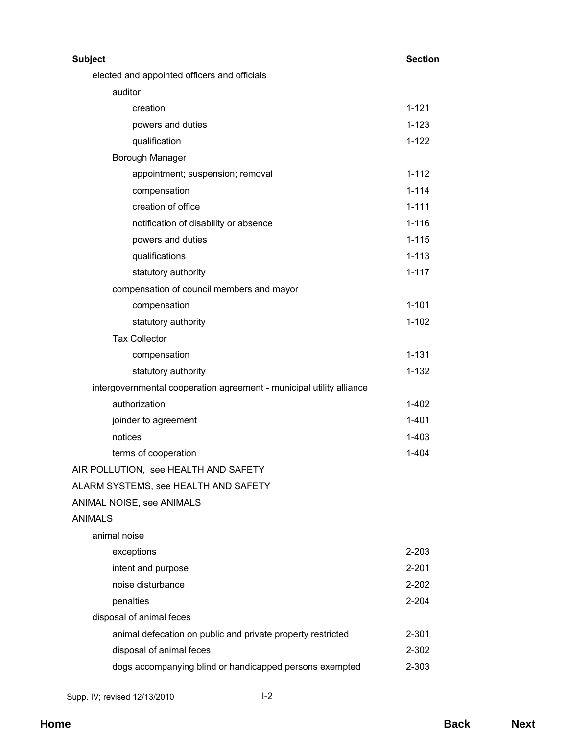| Subject | Section |
|---|---|
| elected and appointed officers and officials | |
| auditor | |
| creation | 1-121 |
| powers and duties | 1-123 |
| qualification | 1-122 |
| Borough Manager | |
| appointment; suspension; removal | 1-112 |
| compensation | 1-114 |
| creation of office | 1-111 |
| notification of disability or absence | 1-116 |
| powers and duties | 1-115 |
| qualifications | 1-113 |
| statutory authority | 1-117 |
| compensation of council members and mayor | |
| compensation | 1-101 |
| statutory authority | 1-102 |
| Tax Collector | |
| compensation | 1-131 |
| statutory authority | 1-132 |
| intergovernmental cooperation agreement - municipal utility alliance | |
| authorization | 1-402 |
| joinder to agreement | 1-401 |
| notices | 1-403 |
| terms of cooperation | 1-404 |
| AIR POLLUTION, see HEALTH AND SAFETY | |
| ALARM SYSTEMS, see HEALTH AND SAFETY | |
| ANIMAL NOISE, see ANIMALS | |
| ANIMALS | |
| animal noise | |
| exceptions | 2-203 |
| intent and purpose | 2-201 |
| noise disturbance | 2-202 |
| penalties | 2-204 |
| disposal of animal feces | |
| animal defecation on public and private property restricted | 2-301 |
| disposal of animal feces | 2-302 |
| dogs accompanying blind or handicapped persons exempted | 2-303 |

Supp. IV; revised 12/13/2010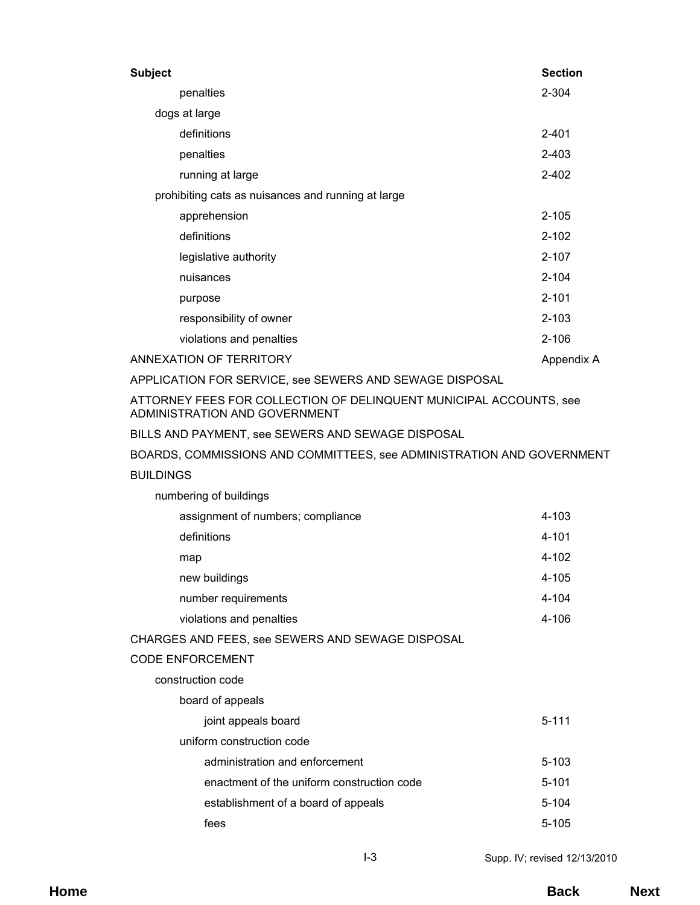| Subject | Section |
|---|---|
| penalties | 2-304 |
| dogs at large | |
| definitions | 2-401 |
| penalties | 2-403 |
| running at large | 2-402 |
| prohibiting cats as nuisances and running at large | |
| apprehension | 2-105 |
| definitions | 2-102 |
| legislative authority | 2-107 |
| nuisances | 2-104 |
| purpose | 2-101 |
| responsibility of owner | 2-103 |
| violations and penalties | 2-106 |
| ANNEXATION OF TERRITORY | Appendix A |
| APPLICATION FOR SERVICE, see SEWERS AND SEWAGE DISPOSAL | |
| ATTORNEY FEES FOR COLLECTION OF DELINQUENT MUNICIPAL ACCOUNTS, see ADMINISTRATION AND GOVERNMENT | |
| BILLS AND PAYMENT, see SEWERS AND SEWAGE DISPOSAL | |
| BOARDS, COMMISSIONS AND COMMITTEES, see ADMINISTRATION AND GOVERNMENT | |
| BUILDINGS | |
| numbering of buildings | |
| assignment of numbers; compliance | 4-103 |
| definitions | 4-101 |
| map | 4-102 |
| new buildings | 4-105 |
| number requirements | 4-104 |
| violations and penalties | 4-106 |
| CHARGES AND FEES, see SEWERS AND SEWAGE DISPOSAL | |
| CODE ENFORCEMENT | |
| construction code | |
| board of appeals | |
| joint appeals board | 5-111 |
| uniform construction code | |
| administration and enforcement | 5-103 |
| enactment of the uniform construction code | 5-101 |
| establishment of a board of appeals | 5-104 |
| fees | 5-105 |

Supp. IV; revised 12/13/2010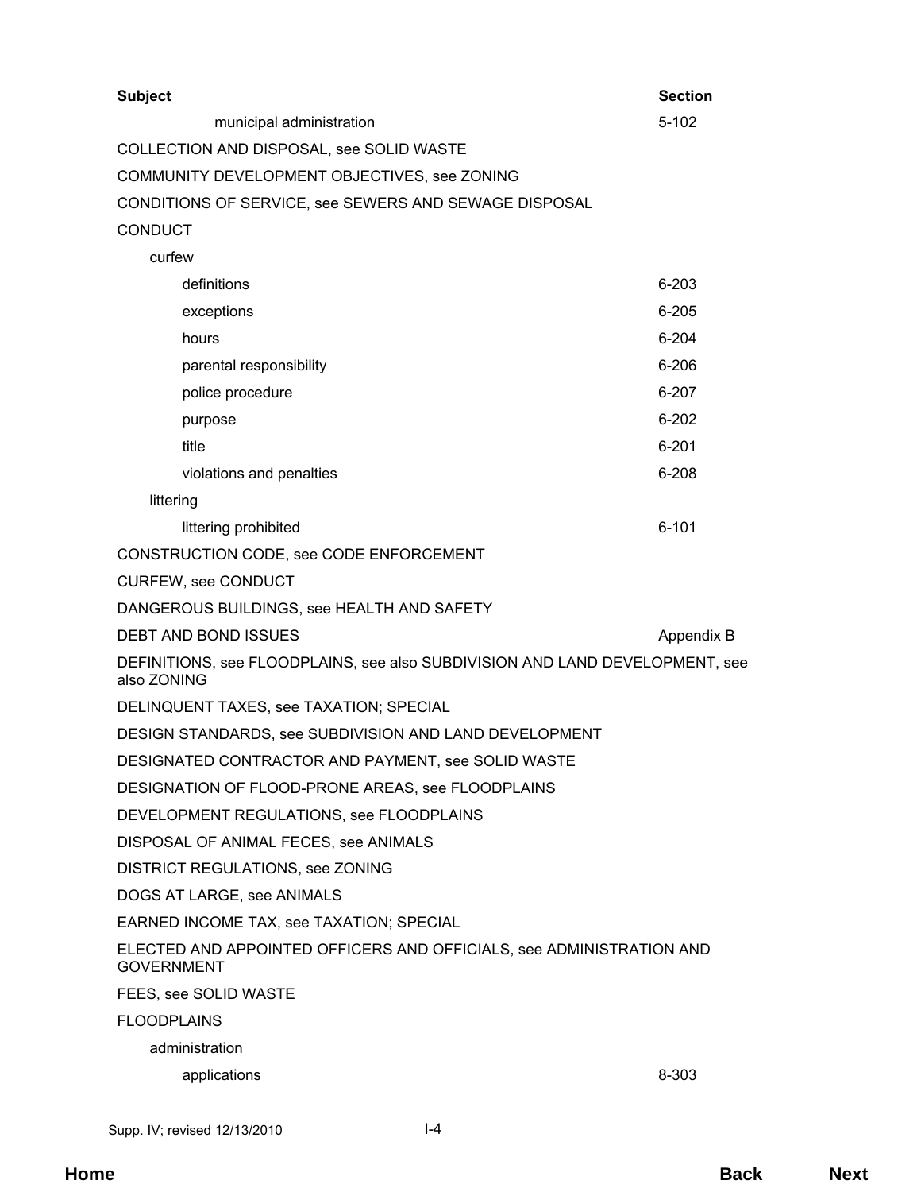| Subject | Section |
|---|---|
| municipal administration | 5-102 |
| COLLECTION AND DISPOSAL, see SOLID WASTE | |
| COMMUNITY DEVELOPMENT OBJECTIVES, see ZONING | |
| CONDITIONS OF SERVICE, see SEWERS AND SEWAGE DISPOSAL | |
| CONDUCT | |
| curfew | |
| definitions | 6-203 |
| exceptions | 6-205 |
| hours | 6-204 |
| parental responsibility | 6-206 |
| police procedure | 6-207 |
| purpose | 6-202 |
| title | 6-201 |
| violations and penalties | 6-208 |
| littering | |
| littering prohibited | 6-101 |
| CONSTRUCTION CODE, see CODE ENFORCEMENT | |
| CURFEW, see CONDUCT | |
| DANGEROUS BUILDINGS, see HEALTH AND SAFETY | |
| DEBT AND BOND ISSUES | Appendix B |
| DEFINITIONS, see FLOODPLAINS, see also SUBDIVISION AND LAND DEVELOPMENT, see also ZONING | |
| DELINQUENT TAXES, see TAXATION; SPECIAL | |
| DESIGN STANDARDS, see SUBDIVISION AND LAND DEVELOPMENT | |
| DESIGNATED CONTRACTOR AND PAYMENT, see SOLID WASTE | |
| DESIGNATION OF FLOOD-PRONE AREAS, see FLOODPLAINS | |
| DEVELOPMENT REGULATIONS, see FLOODPLAINS | |
| DISPOSAL OF ANIMAL FECES, see ANIMALS | |
| DISTRICT REGULATIONS, see ZONING | |
| DOGS AT LARGE, see ANIMALS | |
| EARNED INCOME TAX, see TAXATION; SPECIAL | |
| ELECTED AND APPOINTED OFFICERS AND OFFICIALS, see ADMINISTRATION AND GOVERNMENT | |
| FEES, see SOLID WASTE | |
| FLOODPLAINS | |
| administration | |
| applications | 8-303 |

Supp. IV; revised 12/13/2010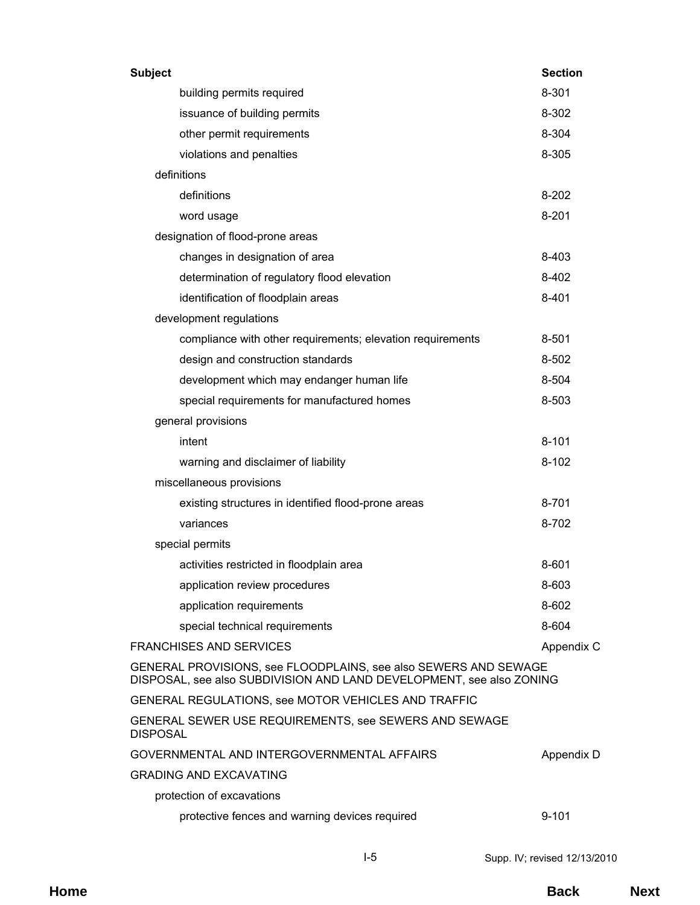| Subject | Section |
| --- | --- |
| building permits required | 8-301 |
| issuance of building permits | 8-302 |
| other permit requirements | 8-304 |
| violations and penalties | 8-305 |
| definitions | |
| definitions | 8-202 |
| word usage | 8-201 |
| designation of flood-prone areas | |
| changes in designation of area | 8-403 |
| determination of regulatory flood elevation | 8-402 |
| identification of floodplain areas | 8-401 |
| development regulations | |
| compliance with other requirements; elevation requirements | 8-501 |
| design and construction standards | 8-502 |
| development which may endanger human life | 8-504 |
| special requirements for manufactured homes | 8-503 |
| general provisions | |
| intent | 8-101 |
| warning and disclaimer of liability | 8-102 |
| miscellaneous provisions | |
| existing structures in identified flood-prone areas | 8-701 |
| variances | 8-702 |
| special permits | |
| activities restricted in floodplain area | 8-601 |
| application review procedures | 8-603 |
| application requirements | 8-602 |
| special technical requirements | 8-604 |
| FRANCHISES AND SERVICES | Appendix C |
| GENERAL PROVISIONS, see FLOODPLAINS, see also SEWERS AND SEWAGE DISPOSAL, see also SUBDIVISION AND LAND DEVELOPMENT, see also ZONING | |
| GENERAL REGULATIONS, see MOTOR VEHICLES AND TRAFFIC | |
| GENERAL SEWER USE REQUIREMENTS, see SEWERS AND SEWAGE DISPOSAL | |
| GOVERNMENTAL AND INTERGOVERNMENTAL AFFAIRS | Appendix D |
| GRADING AND EXCAVATING | |
| protection of excavations | |
| protective fences and warning devices required | 9-101 |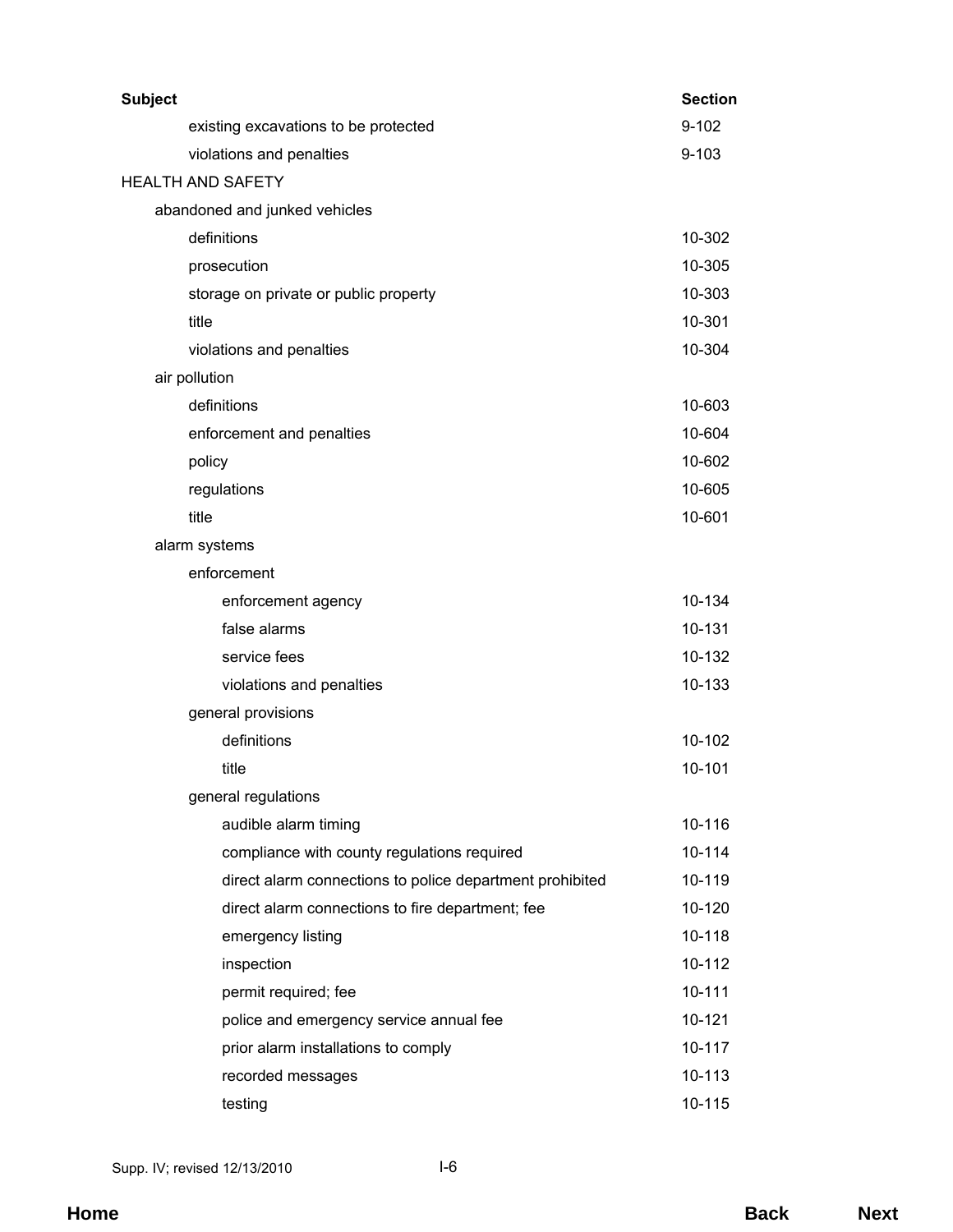| Subject | Section |
|---|---|
| existing excavations to be protected | 9-102 |
| violations and penalties | 9-103 |
| HEALTH AND SAFETY | |
| abandoned and junked vehicles | |
| definitions | 10-302 |
| prosecution | 10-305 |
| storage on private or public property | 10-303 |
| title | 10-301 |
| violations and penalties | 10-304 |
| air pollution | |
| definitions | 10-603 |
| enforcement and penalties | 10-604 |
| policy | 10-602 |
| regulations | 10-605 |
| title | 10-601 |
| alarm systems | |
| enforcement | |
| enforcement agency | 10-134 |
| false alarms | 10-131 |
| service fees | 10-132 |
| violations and penalties | 10-133 |
| general provisions | |
| definitions | 10-102 |
| title | 10-101 |
| general regulations | |
| audible alarm timing | 10-116 |
| compliance with county regulations required | 10-114 |
| direct alarm connections to police department prohibited | 10-119 |
| direct alarm connections to fire department; fee | 10-120 |
| emergency listing | 10-118 |
| inspection | 10-112 |
| permit required; fee | 10-111 |
| police and emergency service annual fee | 10-121 |
| prior alarm installations to comply | 10-117 |
| recorded messages | 10-113 |
| testing | 10-115 |

Supp. IV; revised 12/13/2010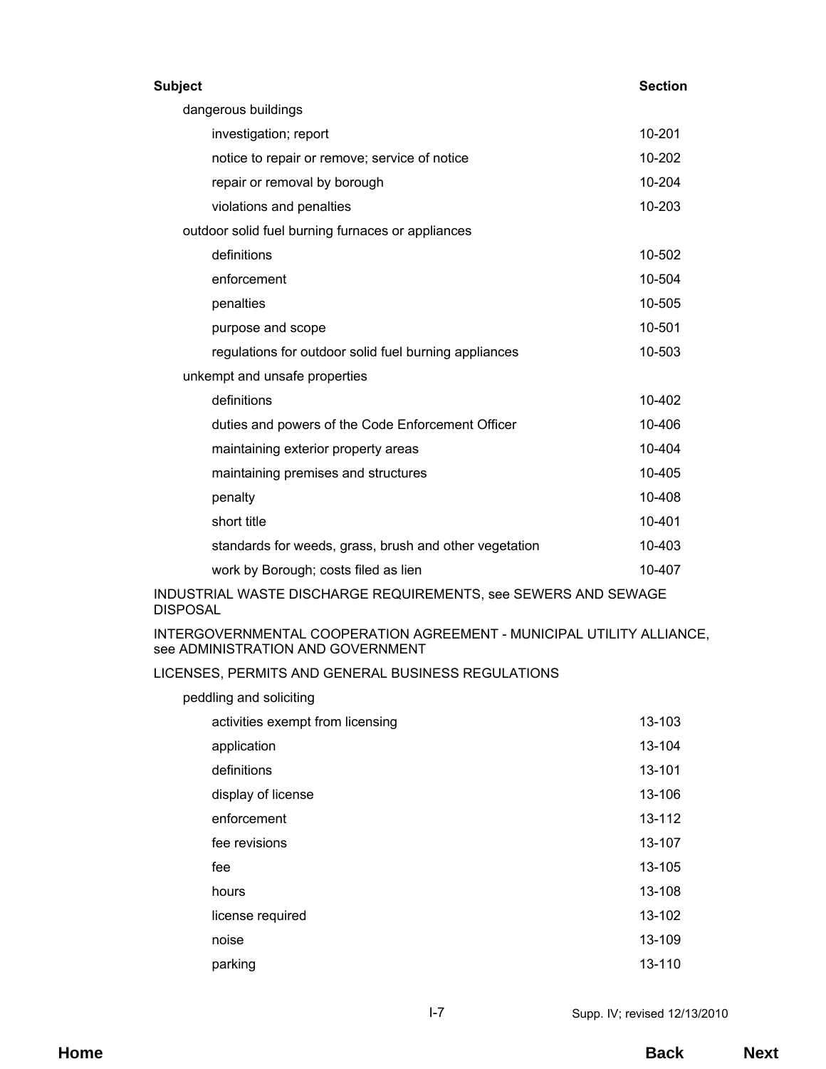| Subject | Section |
|---|---|
| dangerous buildings | |
| investigation; report | 10-201 |
| notice to repair or remove; service of notice | 10-202 |
| repair or removal by borough | 10-204 |
| violations and penalties | 10-203 |
| outdoor solid fuel burning furnaces or appliances | |
| definitions | 10-502 |
| enforcement | 10-504 |
| penalties | 10-505 |
| purpose and scope | 10-501 |
| regulations for outdoor solid fuel burning appliances | 10-503 |
| unkempt and unsafe properties | |
| definitions | 10-402 |
| duties and powers of the Code Enforcement Officer | 10-406 |
| maintaining exterior property areas | 10-404 |
| maintaining premises and structures | 10-405 |
| penalty | 10-408 |
| short title | 10-401 |
| standards for weeds, grass, brush and other vegetation | 10-403 |
| work by Borough; costs filed as lien | 10-407 |
| INDUSTRIAL WASTE DISCHARGE REQUIREMENTS, see SEWERS AND SEWAGE DISPOSAL | |
| INTERGOVERNMENTAL COOPERATION AGREEMENT - MUNICIPAL UTILITY ALLIANCE, see ADMINISTRATION AND GOVERNMENT | |
| LICENSES, PERMITS AND GENERAL BUSINESS REGULATIONS | |
| peddling and soliciting | |
| activities exempt from licensing | 13-103 |
| application | 13-104 |
| definitions | 13-101 |
| display of license | 13-106 |
| enforcement | 13-112 |
| fee revisions | 13-107 |
| fee | 13-105 |
| hours | 13-108 |
| license required | 13-102 |
| noise | 13-109 |
| parking | 13-110 |

Supp. IV; revised 12/13/2010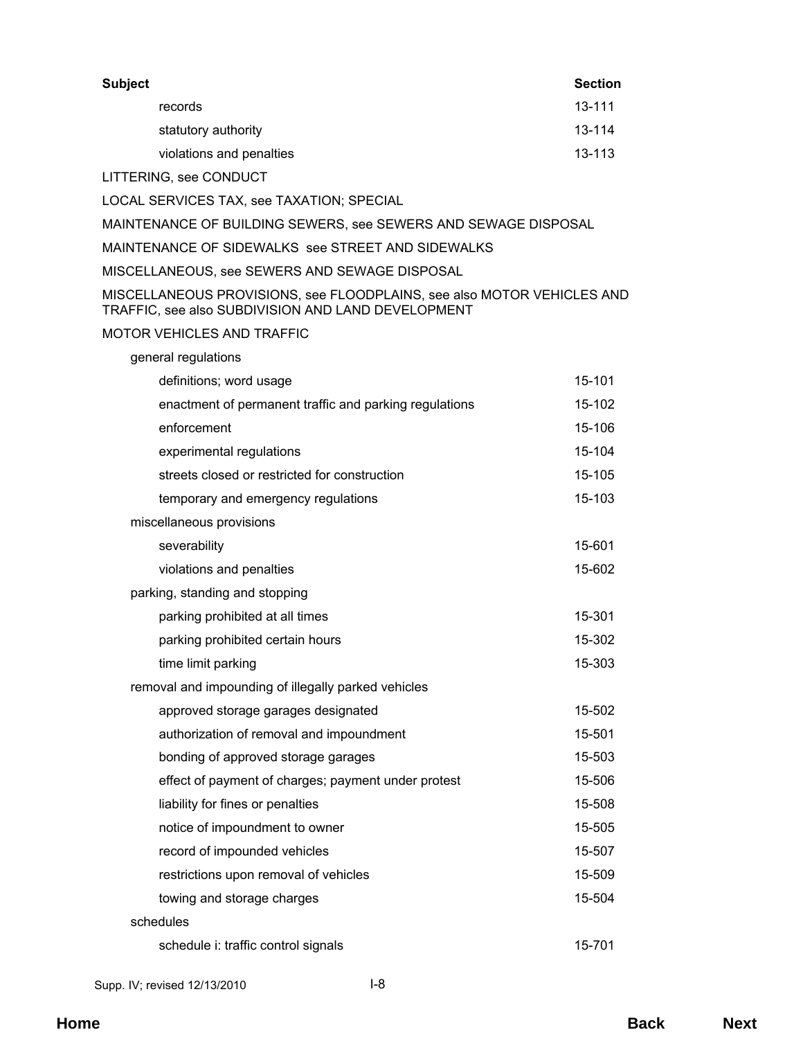| Subject | Section |
|---|---|
| records | 13-111 |
| statutory authority | 13-114 |
| violations and penalties | 13-113 |
| LITTERING, see CONDUCT | |
| LOCAL SERVICES TAX, see TAXATION; SPECIAL | |
| MAINTENANCE OF BUILDING SEWERS, see SEWERS AND SEWAGE DISPOSAL | |
| MAINTENANCE OF SIDEWALKS see STREET AND SIDEWALKS | |
| MISCELLANEOUS, see SEWERS AND SEWAGE DISPOSAL | |
| MISCELLANEOUS PROVISIONS, see FLOODPLAINS, see also MOTOR VEHICLES AND TRAFFIC, see also SUBDIVISION AND LAND DEVELOPMENT | |
| MOTOR VEHICLES AND TRAFFIC | |
| general regulations | |
| definitions; word usage | 15-101 |
| enactment of permanent traffic and parking regulations | 15-102 |
| enforcement | 15-106 |
| experimental regulations | 15-104 |
| streets closed or restricted for construction | 15-105 |
| temporary and emergency regulations | 15-103 |
| miscellaneous provisions | |
| severability | 15-601 |
| violations and penalties | 15-602 |
| parking, standing and stopping | |
| parking prohibited at all times | 15-301 |
| parking prohibited certain hours | 15-302 |
| time limit parking | 15-303 |
| removal and impounding of illegally parked vehicles | |
| approved storage garages designated | 15-502 |
| authorization of removal and impoundment | 15-501 |
| bonding of approved storage garages | 15-503 |
| effect of payment of charges; payment under protest | 15-506 |
| liability for fines or penalties | 15-508 |
| notice of impoundment to owner | 15-505 |
| record of impounded vehicles | 15-507 |
| restrictions upon removal of vehicles | 15-509 |
| towing and storage charges | 15-504 |
| schedules | |
| schedule i: traffic control signals | 15-701 |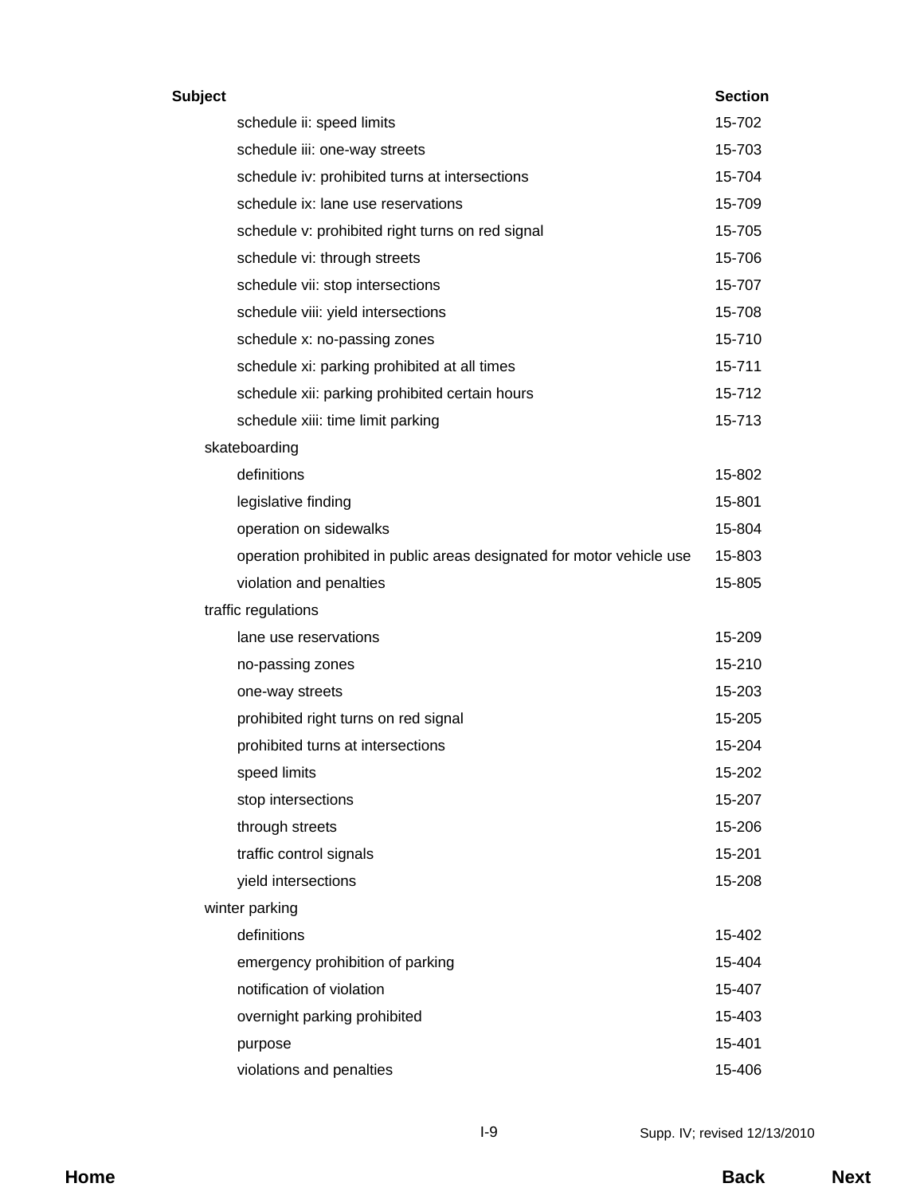| Subject | Section |
| --- | --- |
| schedule ii: speed limits | 15-702 |
| schedule iii: one-way streets | 15-703 |
| schedule iv: prohibited turns at intersections | 15-704 |
| schedule ix: lane use reservations | 15-709 |
| schedule v: prohibited right turns on red signal | 15-705 |
| schedule vi: through streets | 15-706 |
| schedule vii: stop intersections | 15-707 |
| schedule viii: yield intersections | 15-708 |
| schedule x: no-passing zones | 15-710 |
| schedule xi: parking prohibited at all times | 15-711 |
| schedule xii: parking prohibited certain hours | 15-712 |
| schedule xiii: time limit parking | 15-713 |
| skateboarding | |
| definitions | 15-802 |
| legislative finding | 15-801 |
| operation on sidewalks | 15-804 |
| operation prohibited in public areas designated for motor vehicle use | 15-803 |
| violation and penalties | 15-805 |
| traffic regulations | |
| lane use reservations | 15-209 |
| no-passing zones | 15-210 |
| one-way streets | 15-203 |
| prohibited right turns on red signal | 15-205 |
| prohibited turns at intersections | 15-204 |
| speed limits | 15-202 |
| stop intersections | 15-207 |
| through streets | 15-206 |
| traffic control signals | 15-201 |
| yield intersections | 15-208 |
| winter parking | |
| definitions | 15-402 |
| emergency prohibition of parking | 15-404 |
| notification of violation | 15-407 |
| overnight parking prohibited | 15-403 |
| purpose | 15-401 |
| violations and penalties | 15-406 |

Supp. IV; revised 12/13/2010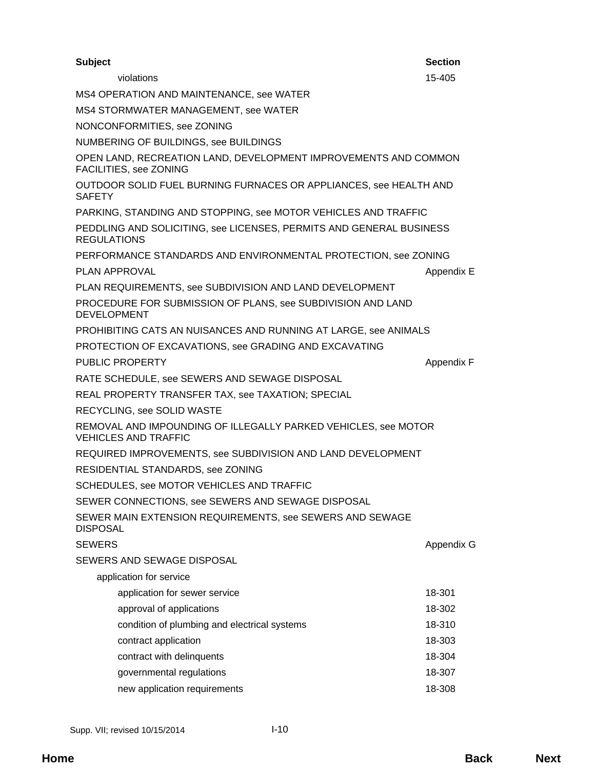| Subject | Section |
|---|---|
| violations | 15-405 |
| MS4 OPERATION AND MAINTENANCE, see WATER | |
| MS4 STORMWATER MANAGEMENT, see WATER | |
| NONCONFORMITIES, see ZONING | |
| NUMBERING OF BUILDINGS, see BUILDINGS | |
| OPEN LAND, RECREATION LAND, DEVELOPMENT IMPROVEMENTS AND COMMON FACILITIES, see ZONING | |
| OUTDOOR SOLID FUEL BURNING FURNACES OR APPLIANCES, see HEALTH AND SAFETY | |
| PARKING, STANDING AND STOPPING, see MOTOR VEHICLES AND TRAFFIC | |
| PEDDLING AND SOLICITING, see LICENSES, PERMITS AND GENERAL BUSINESS REGULATIONS | |
| PERFORMANCE STANDARDS AND ENVIRONMENTAL PROTECTION, see ZONING | |
| PLAN APPROVAL | Appendix E |
| PLAN REQUIREMENTS, see SUBDIVISION AND LAND DEVELOPMENT | |
| PROCEDURE FOR SUBMISSION OF PLANS, see SUBDIVISION AND LAND DEVELOPMENT | |
| PROHIBITING CATS AN NUISANCES AND RUNNING AT LARGE, see ANIMALS | |
| PROTECTION OF EXCAVATIONS, see GRADING AND EXCAVATING | |
| PUBLIC PROPERTY | Appendix F |
| RATE SCHEDULE, see SEWERS AND SEWAGE DISPOSAL | |
| REAL PROPERTY TRANSFER TAX, see TAXATION; SPECIAL | |
| RECYCLING, see SOLID WASTE | |
| REMOVAL AND IMPOUNDING OF ILLEGALLY PARKED VEHICLES, see MOTOR VEHICLES AND TRAFFIC | |
| REQUIRED IMPROVEMENTS, see SUBDIVISION AND LAND DEVELOPMENT | |
| RESIDENTIAL STANDARDS, see ZONING | |
| SCHEDULES, see MOTOR VEHICLES AND TRAFFIC | |
| SEWER CONNECTIONS, see SEWERS AND SEWAGE DISPOSAL | |
| SEWER MAIN EXTENSION REQUIREMENTS, see SEWERS AND SEWAGE DISPOSAL | |
| SEWERS | Appendix G |
| SEWERS AND SEWAGE DISPOSAL | |
| application for service | |
| application for sewer service | 18-301 |
| approval of applications | 18-302 |
| condition of plumbing and electrical systems | 18-310 |
| contract application | 18-303 |
| contract with delinquents | 18-304 |
| governmental regulations | 18-307 |
| new application requirements | 18-308 |

Supp. VII; revised 10/15/2014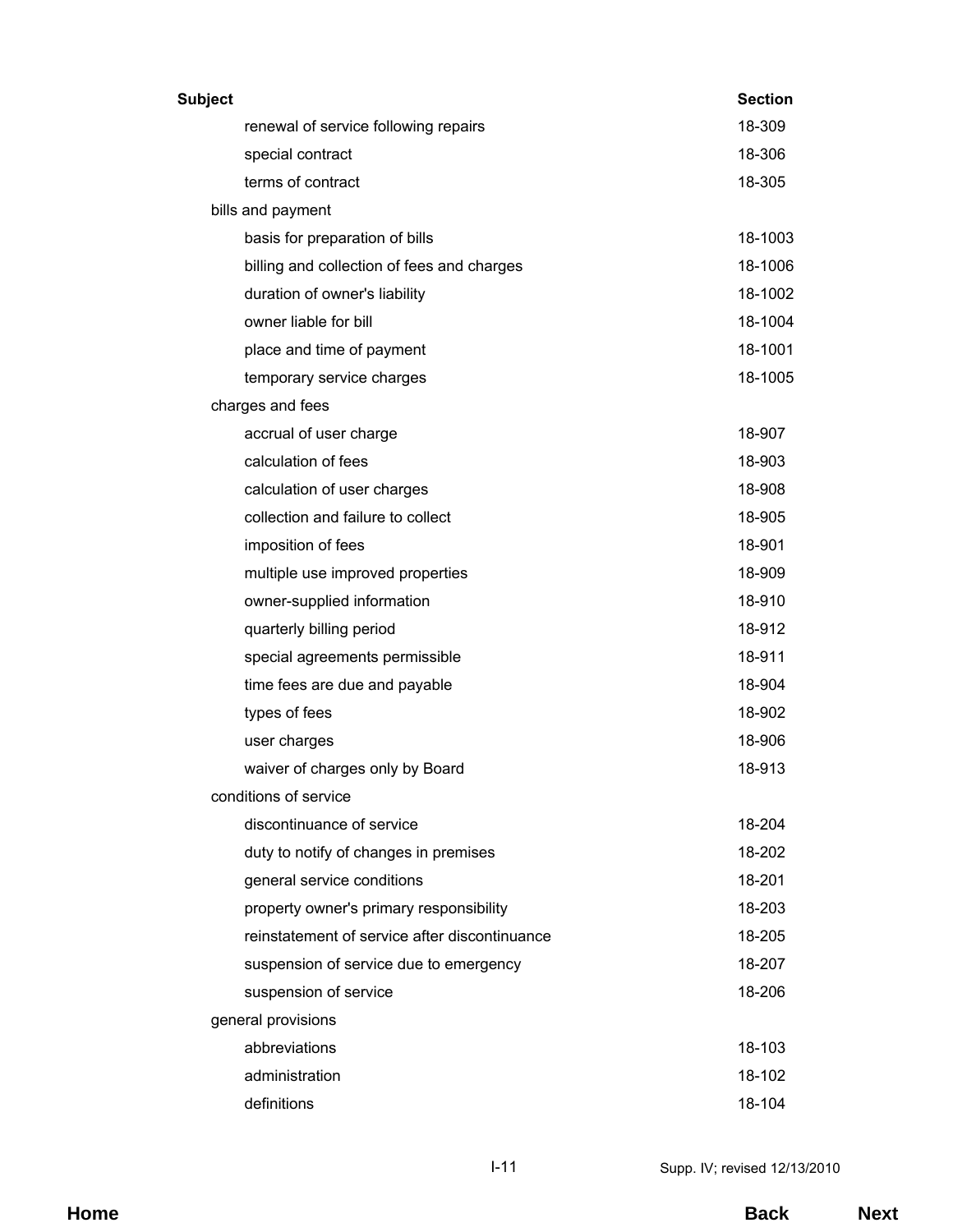| Subject | Section |
|---|---|
| renewal of service following repairs | 18-309 |
| special contract | 18-306 |
| terms of contract | 18-305 |
| bills and payment | |
| basis for preparation of bills | 18-1003 |
| billing and collection of fees and charges | 18-1006 |
| duration of owner's liability | 18-1002 |
| owner liable for bill | 18-1004 |
| place and time of payment | 18-1001 |
| temporary service charges | 18-1005 |
| charges and fees | |
| accrual of user charge | 18-907 |
| calculation of fees | 18-903 |
| calculation of user charges | 18-908 |
| collection and failure to collect | 18-905 |
| imposition of fees | 18-901 |
| multiple use improved properties | 18-909 |
| owner-supplied information | 18-910 |
| quarterly billing period | 18-912 |
| special agreements permissible | 18-911 |
| time fees are due and payable | 18-904 |
| types of fees | 18-902 |
| user charges | 18-906 |
| waiver of charges only by Board | 18-913 |
| conditions of service | |
| discontinuance of service | 18-204 |
| duty to notify of changes in premises | 18-202 |
| general service conditions | 18-201 |
| property owner's primary responsibility | 18-203 |
| reinstatement of service after discontinuance | 18-205 |
| suspension of service due to emergency | 18-207 |
| suspension of service | 18-206 |
| general provisions | |
| abbreviations | 18-103 |
| administration | 18-102 |
| definitions | 18-104 |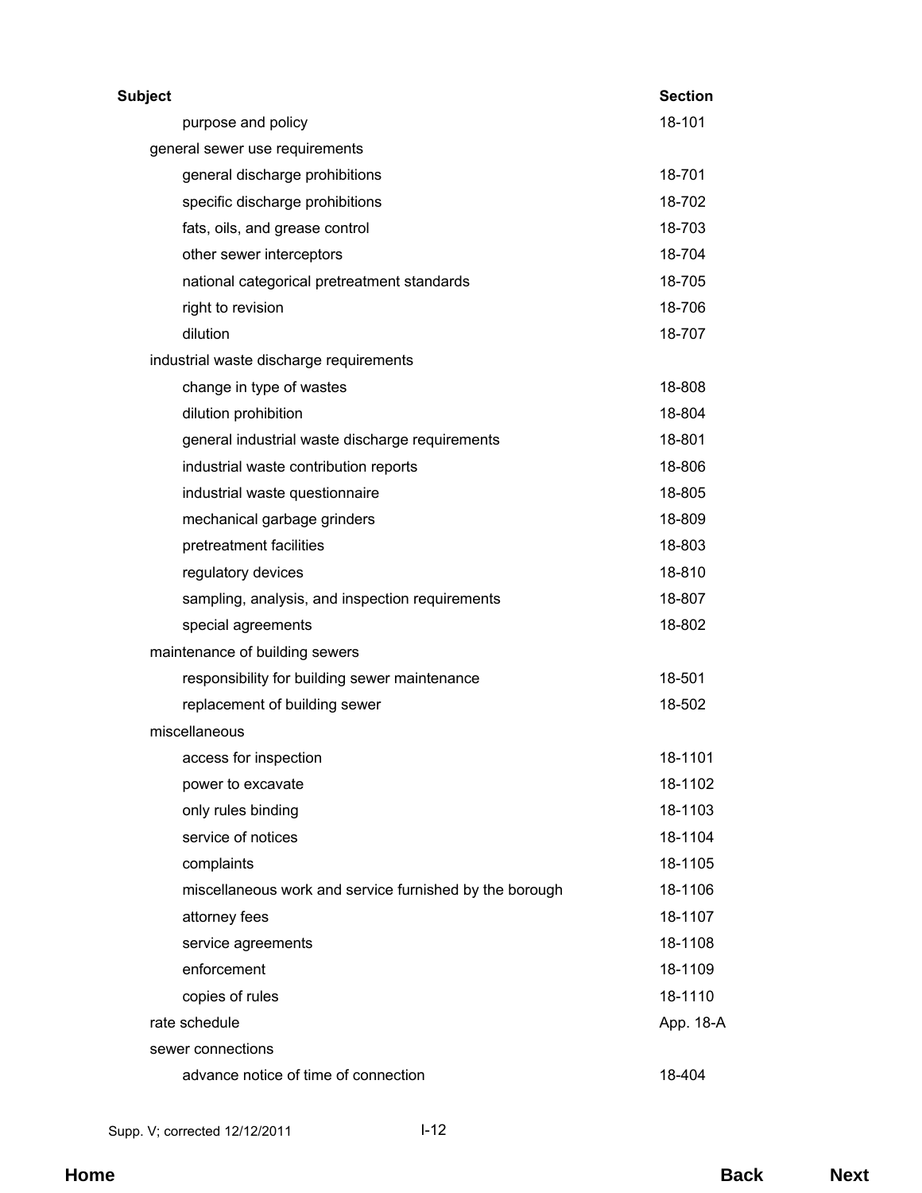| Subject | Section |
|---|---|
| purpose and policy | 18-101 |
| general sewer use requirements | |
| general discharge prohibitions | 18-701 |
| specific discharge prohibitions | 18-702 |
| fats, oils, and grease control | 18-703 |
| other sewer interceptors | 18-704 |
| national categorical pretreatment standards | 18-705 |
| right to revision | 18-706 |
| dilution | 18-707 |
| industrial waste discharge requirements | |
| change in type of wastes | 18-808 |
| dilution prohibition | 18-804 |
| general industrial waste discharge requirements | 18-801 |
| industrial waste contribution reports | 18-806 |
| industrial waste questionnaire | 18-805 |
| mechanical garbage grinders | 18-809 |
| pretreatment facilities | 18-803 |
| regulatory devices | 18-810 |
| sampling, analysis, and inspection requirements | 18-807 |
| special agreements | 18-802 |
| maintenance of building sewers | |
| responsibility for building sewer maintenance | 18-501 |
| replacement of building sewer | 18-502 |
| miscellaneous | |
| access for inspection | 18-1101 |
| power to excavate | 18-1102 |
| only rules binding | 18-1103 |
| service of notices | 18-1104 |
| complaints | 18-1105 |
| miscellaneous work and service furnished by the borough | 18-1106 |
| attorney fees | 18-1107 |
| service agreements | 18-1108 |
| enforcement | 18-1109 |
| copies of rules | 18-1110 |
| rate schedule | App. 18-A |
| sewer connections | |
| advance notice of time of connection | 18-404 |

Supp. V; corrected 12/12/2011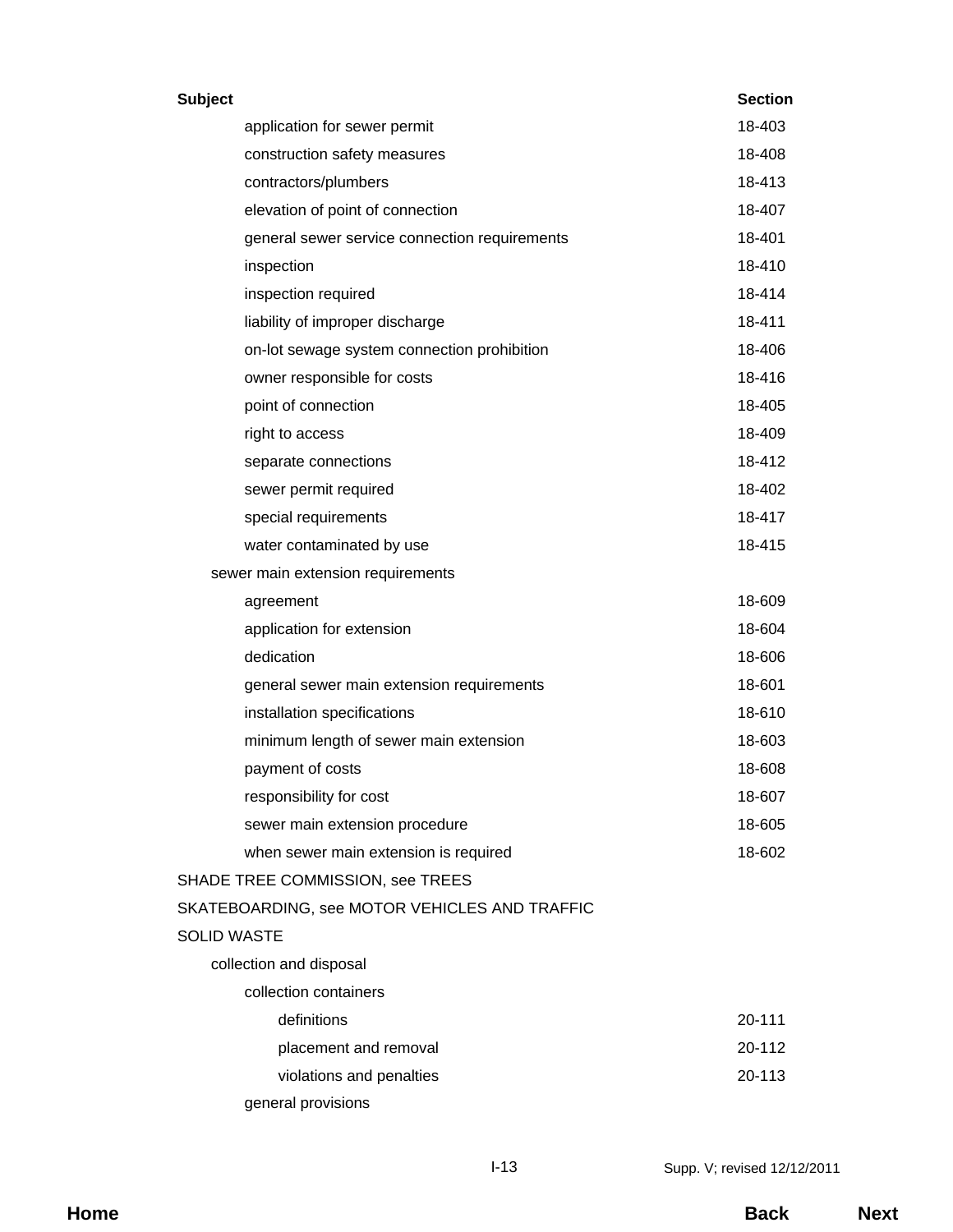| Subject | Section |
|---|---|
| application for sewer permit | 18-403 |
| construction safety measures | 18-408 |
| contractors/plumbers | 18-413 |
| elevation of point of connection | 18-407 |
| general sewer service connection requirements | 18-401 |
| inspection | 18-410 |
| inspection required | 18-414 |
| liability of improper discharge | 18-411 |
| on-lot sewage system connection prohibition | 18-406 |
| owner responsible for costs | 18-416 |
| point of connection | 18-405 |
| right to access | 18-409 |
| separate connections | 18-412 |
| sewer permit required | 18-402 |
| special requirements | 18-417 |
| water contaminated by use | 18-415 |
| sewer main extension requirements | |
| agreement | 18-609 |
| application for extension | 18-604 |
| dedication | 18-606 |
| general sewer main extension requirements | 18-601 |
| installation specifications | 18-610 |
| minimum length of sewer main extension | 18-603 |
| payment of costs | 18-608 |
| responsibility for cost | 18-607 |
| sewer main extension procedure | 18-605 |
| when sewer main extension is required | 18-602 |
| SHADE TREE COMMISSION, see TREES | |
| SKATEBOARDING, see MOTOR VEHICLES AND TRAFFIC | |
| SOLID WASTE | |
| collection and disposal | |
| collection containers | |
| definitions | 20-111 |
| placement and removal | 20-112 |
| violations and penalties | 20-113 |
| general provisions | |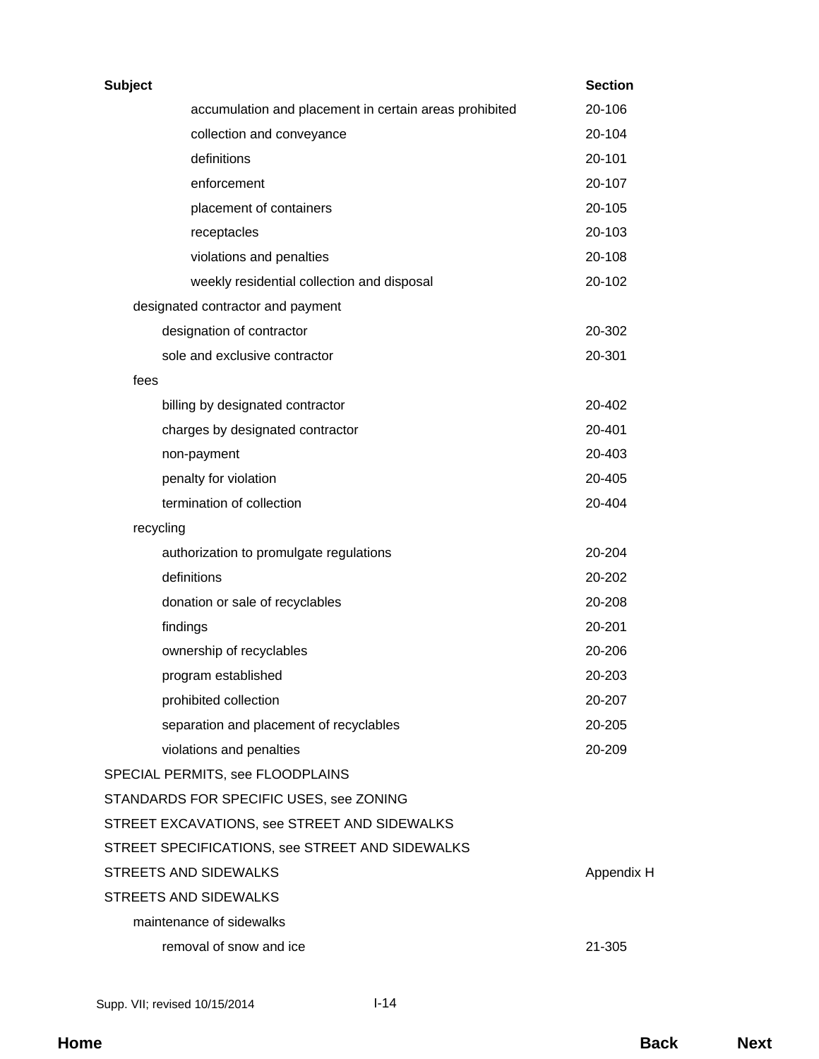| Subject | Section |
|---|---|
| accumulation and placement in certain areas prohibited | 20-106 |
| collection and conveyance | 20-104 |
| definitions | 20-101 |
| enforcement | 20-107 |
| placement of containers | 20-105 |
| receptacles | 20-103 |
| violations and penalties | 20-108 |
| weekly residential collection and disposal | 20-102 |
| designated contractor and payment | |
| designation of contractor | 20-302 |
| sole and exclusive contractor | 20-301 |
| fees | |
| billing by designated contractor | 20-402 |
| charges by designated contractor | 20-401 |
| non-payment | 20-403 |
| penalty for violation | 20-405 |
| termination of collection | 20-404 |
| recycling | |
| authorization to promulgate regulations | 20-204 |
| definitions | 20-202 |
| donation or sale of recyclables | 20-208 |
| findings | 20-201 |
| ownership of recyclables | 20-206 |
| program established | 20-203 |
| prohibited collection | 20-207 |
| separation and placement of recyclables | 20-205 |
| violations and penalties | 20-209 |
| SPECIAL PERMITS, see FLOODPLAINS | |
| STANDARDS FOR SPECIFIC USES, see ZONING | |
| STREET EXCAVATIONS, see STREET AND SIDEWALKS | |
| STREET SPECIFICATIONS, see STREET AND SIDEWALKS | |
| STREETS AND SIDEWALKS | Appendix H |
| STREETS AND SIDEWALKS | |
| maintenance of sidewalks | |
| removal of snow and ice | 21-305 |

Supp. VII; revised 10/15/2014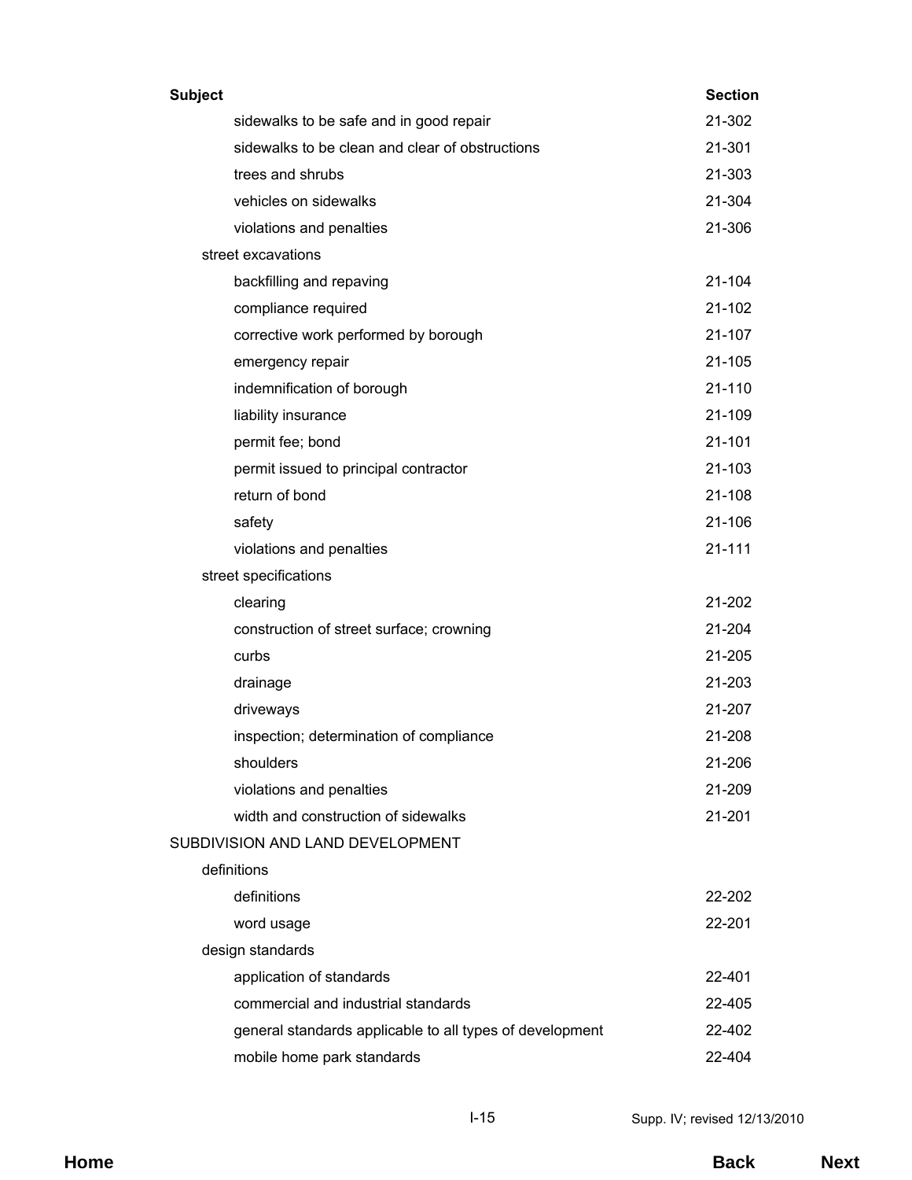| Subject | Section |
|---|---|
| sidewalks to be safe and in good repair | 21-302 |
| sidewalks to be clean and clear of obstructions | 21-301 |
| trees and shrubs | 21-303 |
| vehicles on sidewalks | 21-304 |
| violations and penalties | 21-306 |
| street excavations | |
| backfilling and repaving | 21-104 |
| compliance required | 21-102 |
| corrective work performed by borough | 21-107 |
| emergency repair | 21-105 |
| indemnification of borough | 21-110 |
| liability insurance | 21-109 |
| permit fee; bond | 21-101 |
| permit issued to principal contractor | 21-103 |
| return of bond | 21-108 |
| safety | 21-106 |
| violations and penalties | 21-111 |
| street specifications | |
| clearing | 21-202 |
| construction of street surface; crowning | 21-204 |
| curbs | 21-205 |
| drainage | 21-203 |
| driveways | 21-207 |
| inspection; determination of compliance | 21-208 |
| shoulders | 21-206 |
| violations and penalties | 21-209 |
| width and construction of sidewalks | 21-201 |
| SUBDIVISION AND LAND DEVELOPMENT | |
| definitions | |
| definitions | 22-202 |
| word usage | 22-201 |
| design standards | |
| application of standards | 22-401 |
| commercial and industrial standards | 22-405 |
| general standards applicable to all types of development | 22-402 |
| mobile home park standards | 22-404 |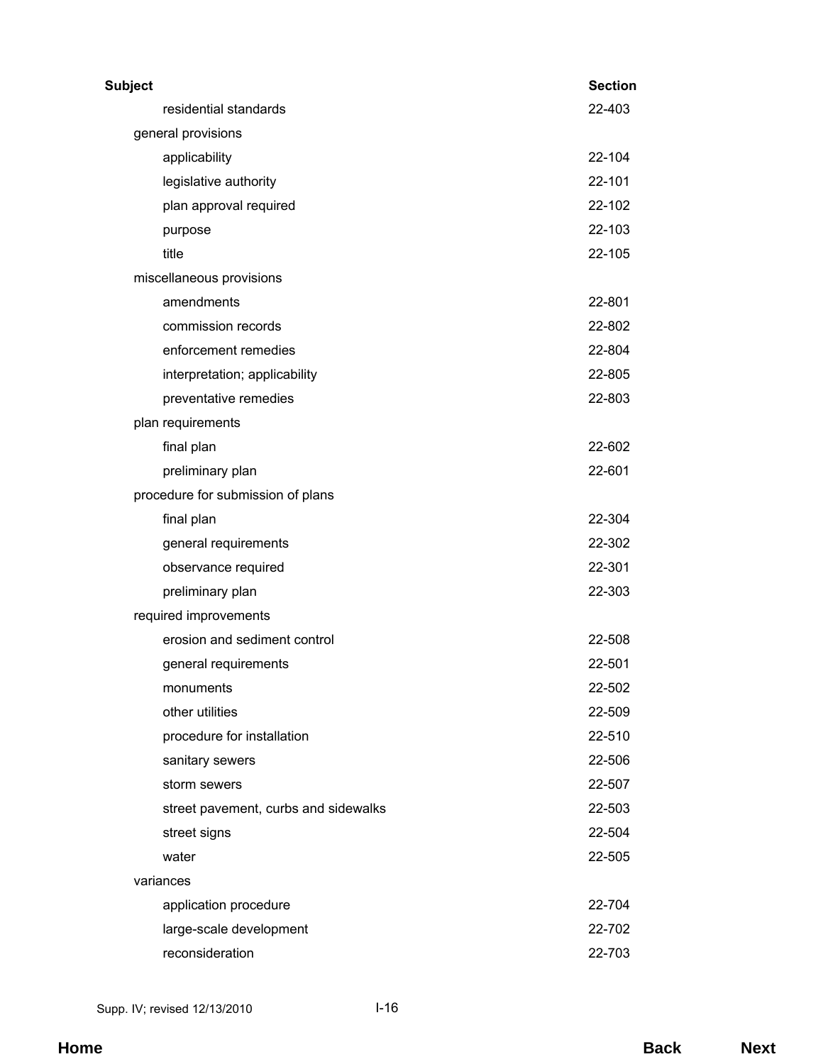| Subject | Section |
| --- | --- |
| residential standards | 22-403 |
| general provisions | |
| applicability | 22-104 |
| legislative authority | 22-101 |
| plan approval required | 22-102 |
| purpose | 22-103 |
| title | 22-105 |
| miscellaneous provisions | |
| amendments | 22-801 |
| commission records | 22-802 |
| enforcement remedies | 22-804 |
| interpretation; applicability | 22-805 |
| preventative remedies | 22-803 |
| plan requirements | |
| final plan | 22-602 |
| preliminary plan | 22-601 |
| procedure for submission of plans | |
| final plan | 22-304 |
| general requirements | 22-302 |
| observance required | 22-301 |
| preliminary plan | 22-303 |
| required improvements | |
| erosion and sediment control | 22-508 |
| general requirements | 22-501 |
| monuments | 22-502 |
| other utilities | 22-509 |
| procedure for installation | 22-510 |
| sanitary sewers | 22-506 |
| storm sewers | 22-507 |
| street pavement, curbs and sidewalks | 22-503 |
| street signs | 22-504 |
| water | 22-505 |
| variances | |
| application procedure | 22-704 |
| large-scale development | 22-702 |
| reconsideration | 22-703 |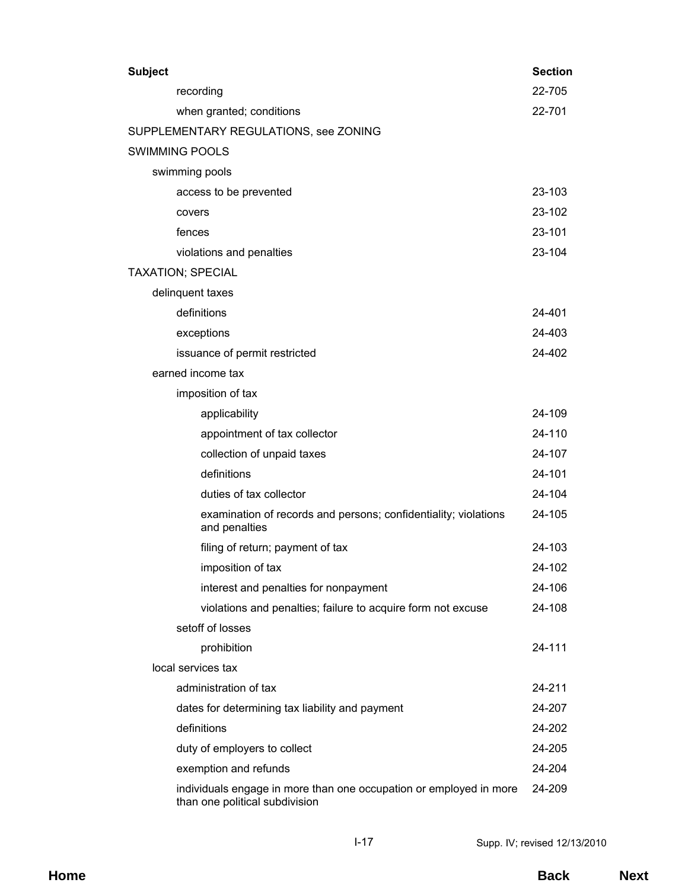| Subject | Section |
|---|---|
| recording | 22-705 |
| when granted; conditions | 22-701 |
| SUPPLEMENTARY REGULATIONS, see ZONING | |
| SWIMMING POOLS | |
| swimming pools | |
| access to be prevented | 23-103 |
| covers | 23-102 |
| fences | 23-101 |
| violations and penalties | 23-104 |
| TAXATION; SPECIAL | |
| delinquent taxes | |
| definitions | 24-401 |
| exceptions | 24-403 |
| issuance of permit restricted | 24-402 |
| earned income tax | |
| imposition of tax | |
| applicability | 24-109 |
| appointment of tax collector | 24-110 |
| collection of unpaid taxes | 24-107 |
| definitions | 24-101 |
| duties of tax collector | 24-104 |
| examination of records and persons; confidentiality; violations and penalties | 24-105 |
| filing of return; payment of tax | 24-103 |
| imposition of tax | 24-102 |
| interest and penalties for nonpayment | 24-106 |
| violations and penalties; failure to acquire form not excuse | 24-108 |
| setoff of losses | |
| prohibition | 24-111 |
| local services tax | |
| administration of tax | 24-211 |
| dates for determining tax liability and payment | 24-207 |
| definitions | 24-202 |
| duty of employers to collect | 24-205 |
| exemption and refunds | 24-204 |
| individuals engage in more than one occupation or employed in more than one political subdivision | 24-209 |

Supp. IV; revised 12/13/2010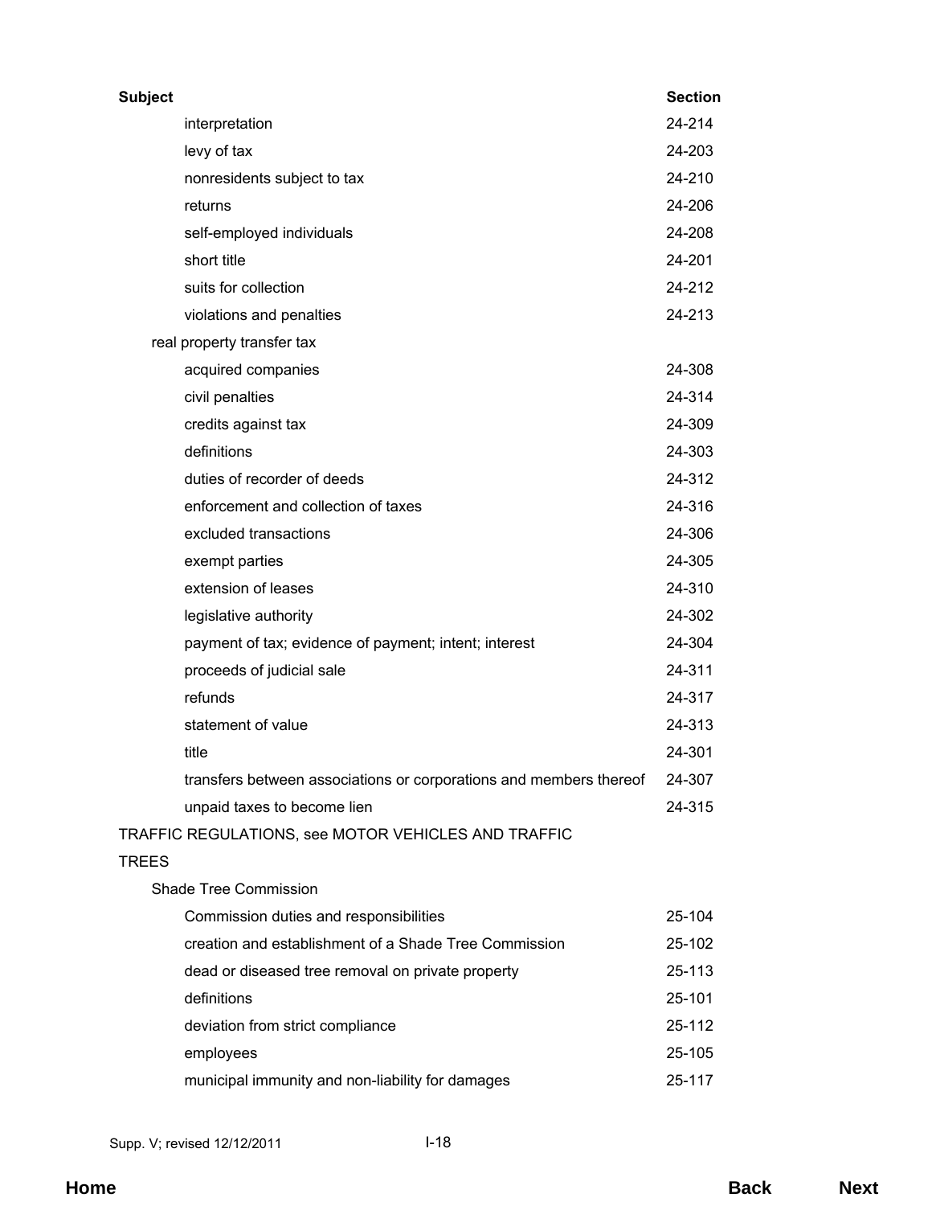| Subject | Section |
|---|---|
| interpretation | 24-214 |
| levy of tax | 24-203 |
| nonresidents subject to tax | 24-210 |
| returns | 24-206 |
| self-employed individuals | 24-208 |
| short title | 24-201 |
| suits for collection | 24-212 |
| violations and penalties | 24-213 |
| real property transfer tax | |
| acquired companies | 24-308 |
| civil penalties | 24-314 |
| credits against tax | 24-309 |
| definitions | 24-303 |
| duties of recorder of deeds | 24-312 |
| enforcement and collection of taxes | 24-316 |
| excluded transactions | 24-306 |
| exempt parties | 24-305 |
| extension of leases | 24-310 |
| legislative authority | 24-302 |
| payment of tax; evidence of payment; intent; interest | 24-304 |
| proceeds of judicial sale | 24-311 |
| refunds | 24-317 |
| statement of value | 24-313 |
| title | 24-301 |
| transfers between associations or corporations and members thereof | 24-307 |
| unpaid taxes to become lien | 24-315 |
| TRAFFIC REGULATIONS, see MOTOR VEHICLES AND TRAFFIC | |
| TREES | |
| Shade Tree Commission | |
| Commission duties and responsibilities | 25-104 |
| creation and establishment of a Shade Tree Commission | 25-102 |
| dead or diseased tree removal on private property | 25-113 |
| definitions | 25-101 |
| deviation from strict compliance | 25-112 |
| employees | 25-105 |
| municipal immunity and non-liability for damages | 25-117 |

Supp. V; revised 12/12/2011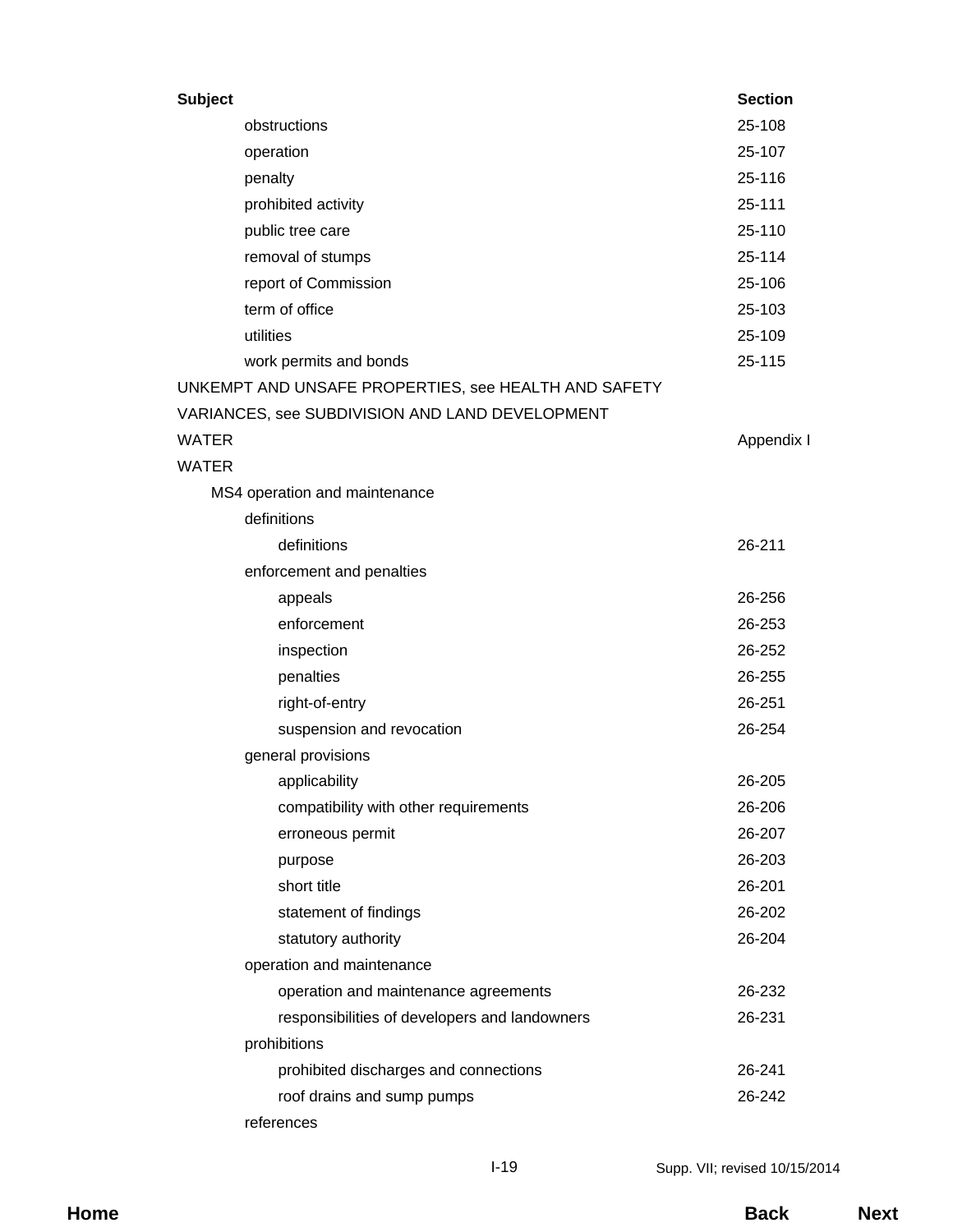| Subject | Section |
|---|---|
| obstructions | 25-108 |
| operation | 25-107 |
| penalty | 25-116 |
| prohibited activity | 25-111 |
| public tree care | 25-110 |
| removal of stumps | 25-114 |
| report of Commission | 25-106 |
| term of office | 25-103 |
| utilities | 25-109 |
| work permits and bonds | 25-115 |
| UNKEMPT AND UNSAFE PROPERTIES, see HEALTH AND SAFETY | |
| VARIANCES, see SUBDIVISION AND LAND DEVELOPMENT | |
| WATER | Appendix I |
| WATER | |
| MS4 operation and maintenance | |
| definitions | |
| definitions | 26-211 |
| enforcement and penalties | |
| appeals | 26-256 |
| enforcement | 26-253 |
| inspection | 26-252 |
| penalties | 26-255 |
| right-of-entry | 26-251 |
| suspension and revocation | 26-254 |
| general provisions | |
| applicability | 26-205 |
| compatibility with other requirements | 26-206 |
| erroneous permit | 26-207 |
| purpose | 26-203 |
| short title | 26-201 |
| statement of findings | 26-202 |
| statutory authority | 26-204 |
| operation and maintenance | |
| operation and maintenance agreements | 26-232 |
| responsibilities of developers and landowners | 26-231 |
| prohibitions | |
| prohibited discharges and connections | 26-241 |
| roof drains and sump pumps | 26-242 |
| references | |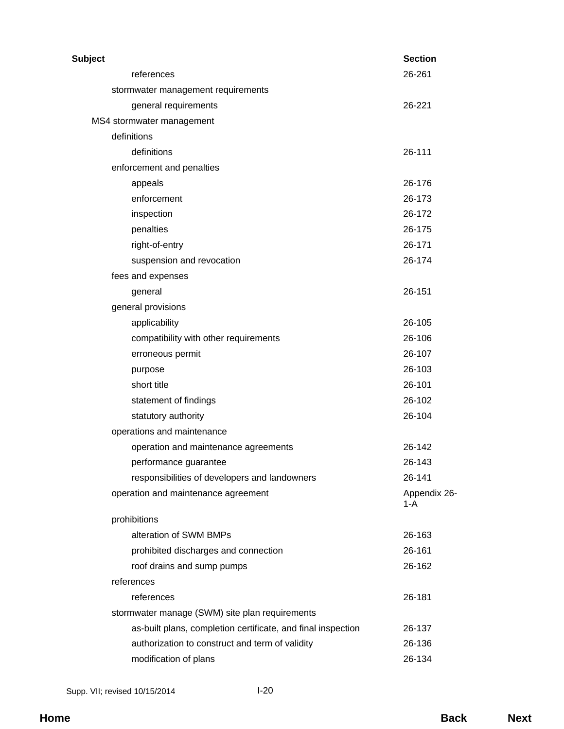| Subject | Section |
|---|---|
| references | 26-261 |
| stormwater management requirements | |
| general requirements | 26-221 |
| MS4 stormwater management | |
| definitions | |
| definitions | 26-111 |
| enforcement and penalties | |
| appeals | 26-176 |
| enforcement | 26-173 |
| inspection | 26-172 |
| penalties | 26-175 |
| right-of-entry | 26-171 |
| suspension and revocation | 26-174 |
| fees and expenses | |
| general | 26-151 |
| general provisions | |
| applicability | 26-105 |
| compatibility with other requirements | 26-106 |
| erroneous permit | 26-107 |
| purpose | 26-103 |
| short title | 26-101 |
| statement of findings | 26-102 |
| statutory authority | 26-104 |
| operations and maintenance | |
| operation and maintenance agreements | 26-142 |
| performance guarantee | 26-143 |
| responsibilities of developers and landowners | 26-141 |
| operation and maintenance agreement | Appendix 26-1-A |
| prohibitions | |
| alteration of SWM BMPs | 26-163 |
| prohibited discharges and connection | 26-161 |
| roof drains and sump pumps | 26-162 |
| references | |
| references | 26-181 |
| stormwater manage (SWM) site plan requirements | |
| as-built plans, completion certificate, and final inspection | 26-137 |
| authorization to construct and term of validity | 26-136 |
| modification of plans | 26-134 |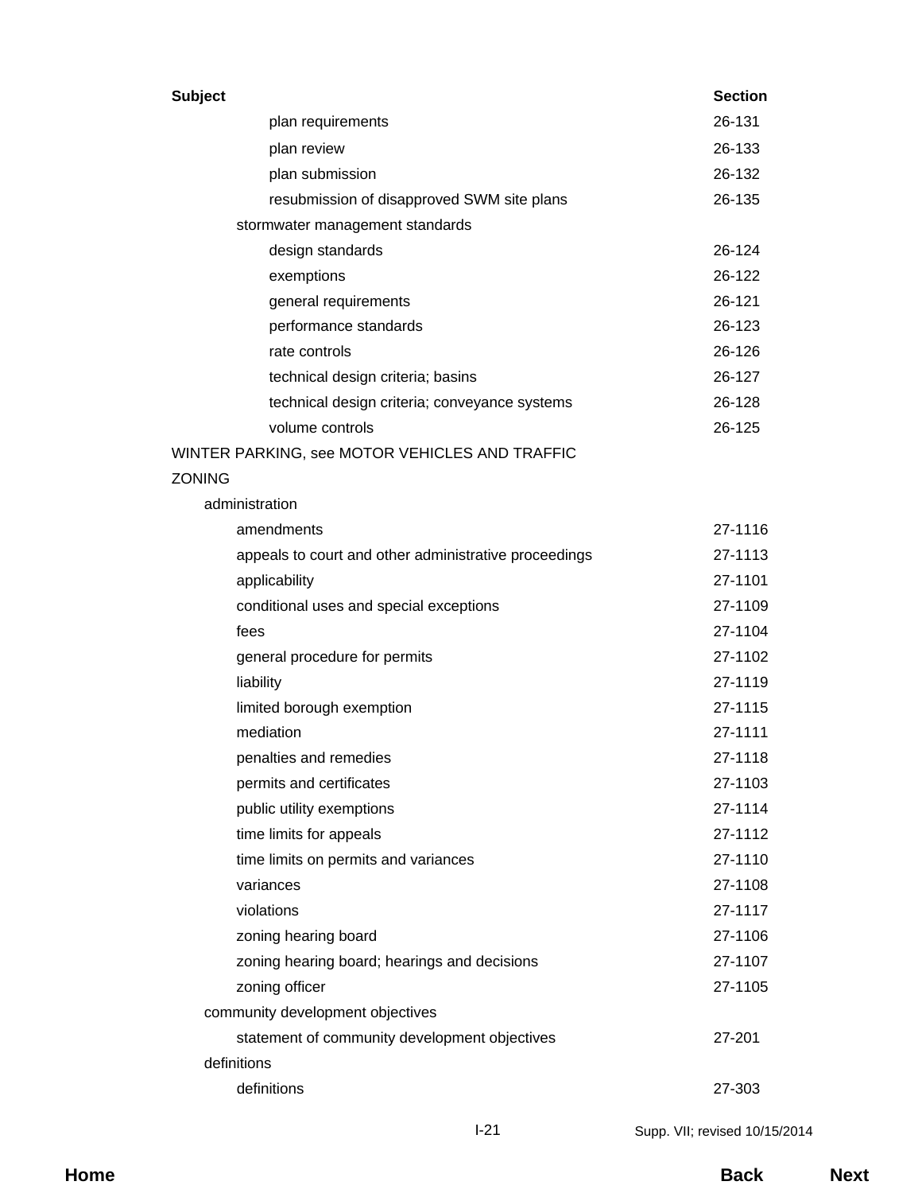| Subject | Section |
|---|---|
| plan requirements | 26-131 |
| plan review | 26-133 |
| plan submission | 26-132 |
| resubmission of disapproved SWM site plans | 26-135 |
| stormwater management standards | |
| design standards | 26-124 |
| exemptions | 26-122 |
| general requirements | 26-121 |
| performance standards | 26-123 |
| rate controls | 26-126 |
| technical design criteria; basins | 26-127 |
| technical design criteria; conveyance systems | 26-128 |
| volume controls | 26-125 |
| WINTER PARKING, see MOTOR VEHICLES AND TRAFFIC | |
| ZONING | |
| administration | |
| amendments | 27-1116 |
| appeals to court and other administrative proceedings | 27-1113 |
| applicability | 27-1101 |
| conditional uses and special exceptions | 27-1109 |
| fees | 27-1104 |
| general procedure for permits | 27-1102 |
| liability | 27-1119 |
| limited borough exemption | 27-1115 |
| mediation | 27-1111 |
| penalties and remedies | 27-1118 |
| permits and certificates | 27-1103 |
| public utility exemptions | 27-1114 |
| time limits for appeals | 27-1112 |
| time limits on permits and variances | 27-1110 |
| variances | 27-1108 |
| violations | 27-1117 |
| zoning hearing board | 27-1106 |
| zoning hearing board; hearings and decisions | 27-1107 |
| zoning officer | 27-1105 |
| community development objectives | |
| statement of community development objectives | 27-201 |
| definitions | |
| definitions | 27-303 |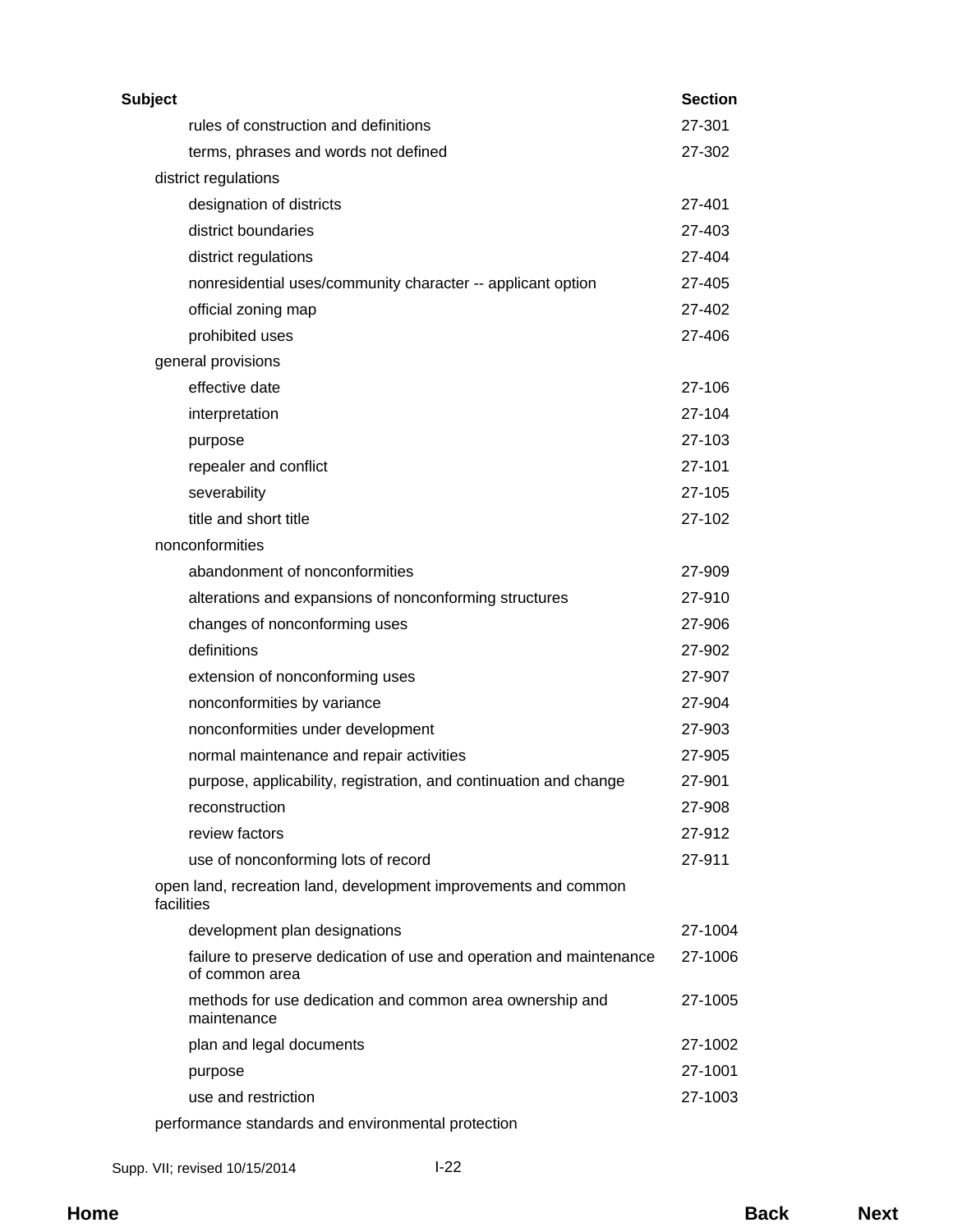| Subject | Section |
|---|---|
| rules of construction and definitions | 27-301 |
| terms, phrases and words not defined | 27-302 |
| district regulations | |
| designation of districts | 27-401 |
| district boundaries | 27-403 |
| district regulations | 27-404 |
| nonresidential uses/community character -- applicant option | 27-405 |
| official zoning map | 27-402 |
| prohibited uses | 27-406 |
| general provisions | |
| effective date | 27-106 |
| interpretation | 27-104 |
| purpose | 27-103 |
| repealer and conflict | 27-101 |
| severability | 27-105 |
| title and short title | 27-102 |
| nonconformities | |
| abandonment of nonconformities | 27-909 |
| alterations and expansions of nonconforming structures | 27-910 |
| changes of nonconforming uses | 27-906 |
| definitions | 27-902 |
| extension of nonconforming uses | 27-907 |
| nonconformities by variance | 27-904 |
| nonconformities under development | 27-903 |
| normal maintenance and repair activities | 27-905 |
| purpose, applicability, registration, and continuation and change | 27-901 |
| reconstruction | 27-908 |
| review factors | 27-912 |
| use of nonconforming lots of record | 27-911 |
| open land, recreation land, development improvements and common facilities | |
| development plan designations | 27-1004 |
| failure to preserve dedication of use and operation and maintenance of common area | 27-1006 |
| methods for use dedication and common area ownership and maintenance | 27-1005 |
| plan and legal documents | 27-1002 |
| purpose | 27-1001 |
| use and restriction | 27-1003 |
| performance standards and environmental protection | |

Supp. VII; revised 10/15/2014

Home Back Next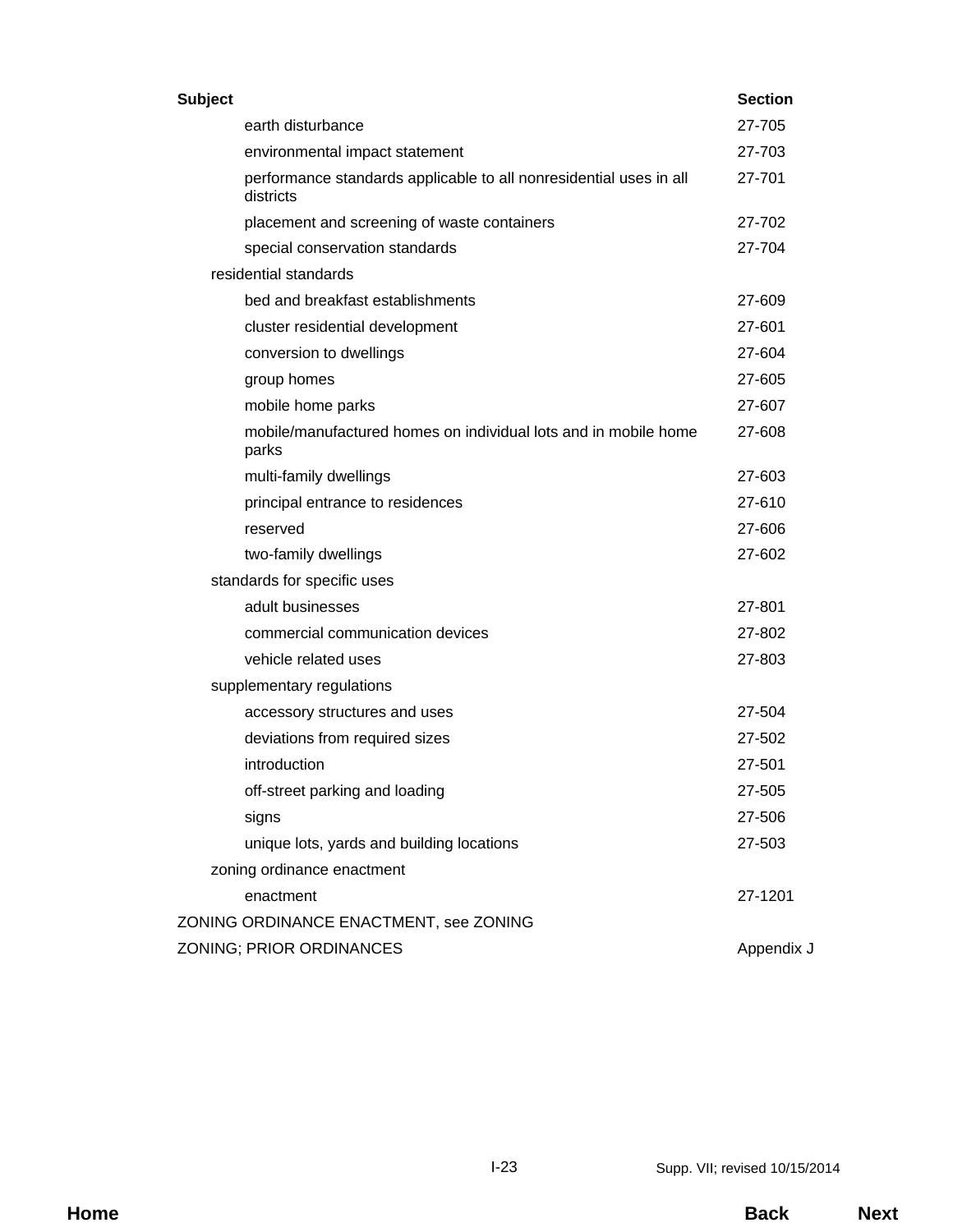| Subject | Section |
|---|---|
| earth disturbance | 27-705 |
| environmental impact statement | 27-703 |
| performance standards applicable to all nonresidential uses in all districts | 27-701 |
| placement and screening of waste containers | 27-702 |
| special conservation standards | 27-704 |
| residential standards | |
| bed and breakfast establishments | 27-609 |
| cluster residential development | 27-601 |
| conversion to dwellings | 27-604 |
| group homes | 27-605 |
| mobile home parks | 27-607 |
| mobile/manufactured homes on individual lots and in mobile home parks | 27-608 |
| multi-family dwellings | 27-603 |
| principal entrance to residences | 27-610 |
| reserved | 27-606 |
| two-family dwellings | 27-602 |
| standards for specific uses | |
| adult businesses | 27-801 |
| commercial communication devices | 27-802 |
| vehicle related uses | 27-803 |
| supplementary regulations | |
| accessory structures and uses | 27-504 |
| deviations from required sizes | 27-502 |
| introduction | 27-501 |
| off-street parking and loading | 27-505 |
| signs | 27-506 |
| unique lots, yards and building locations | 27-503 |
| zoning ordinance enactment | |
| enactment | 27-1201 |
| ZONING ORDINANCE ENACTMENT, see ZONING | |
| ZONING; PRIOR ORDINANCES | Appendix J |